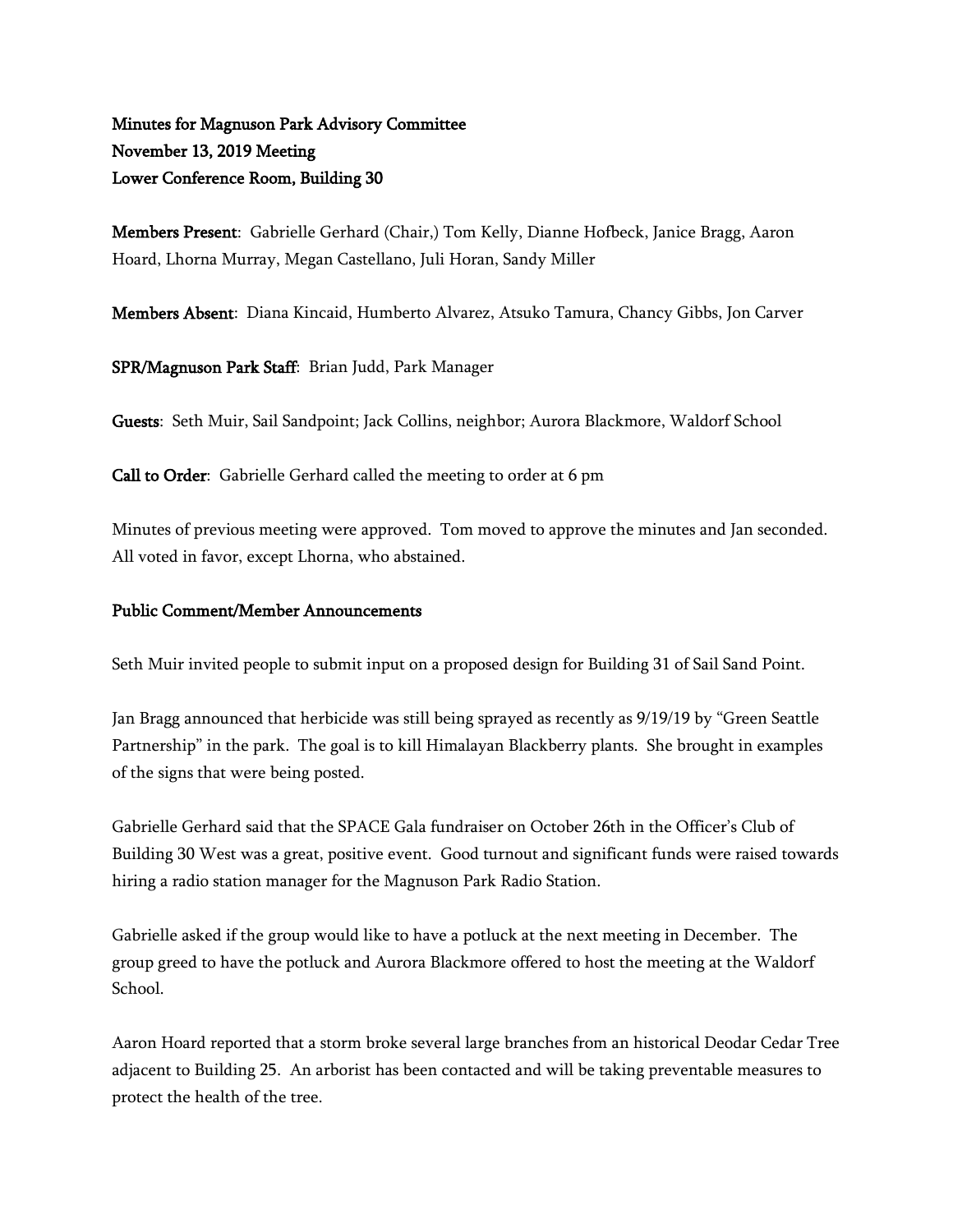**Minutes for Magnuson Park Advisory Committee**
**November 13, 2019 Meeting**
**Lower Conference Room, Building 30**

**Members Present**: Gabrielle Gerhard (Chair,) Tom Kelly, Dianne Hofbeck, Janice Bragg, Aaron Hoard, Lhorna Murray, Megan Castellano, Juli Horan, Sandy Miller

**Members Absent**: Diana Kincaid, Humberto Alvarez, Atsuko Tamura, Chancy Gibbs, Jon Carver

**SPR/Magnuson Park Staff**: Brian Judd, Park Manager

**Guests**: Seth Muir, Sail Sandpoint; Jack Collins, neighbor; Aurora Blackmore, Waldorf School

**Call to Order**: Gabrielle Gerhard called the meeting to order at 6 pm

Minutes of previous meeting were approved. Tom moved to approve the minutes and Jan seconded. All voted in favor, except Lhorna, who abstained.

**Public Comment/Member Announcements**

Seth Muir invited people to submit input on a proposed design for Building 31 of Sail Sand Point.

Jan Bragg announced that herbicide was still being sprayed as recently as 9/19/19 by "Green Seattle Partnership" in the park. The goal is to kill Himalayan Blackberry plants. She brought in examples of the signs that were being posted.

Gabrielle Gerhard said that the SPACE Gala fundraiser on October 26th in the Officer's Club of Building 30 West was a great, positive event. Good turnout and significant funds were raised towards hiring a radio station manager for the Magnuson Park Radio Station.

Gabrielle asked if the group would like to have a potluck at the next meeting in December. The group greed to have the potluck and Aurora Blackmore offered to host the meeting at the Waldorf School.

Aaron Hoard reported that a storm broke several large branches from an historical Deodar Cedar Tree adjacent to Building 25. An arborist has been contacted and will be taking preventable measures to protect the health of the tree.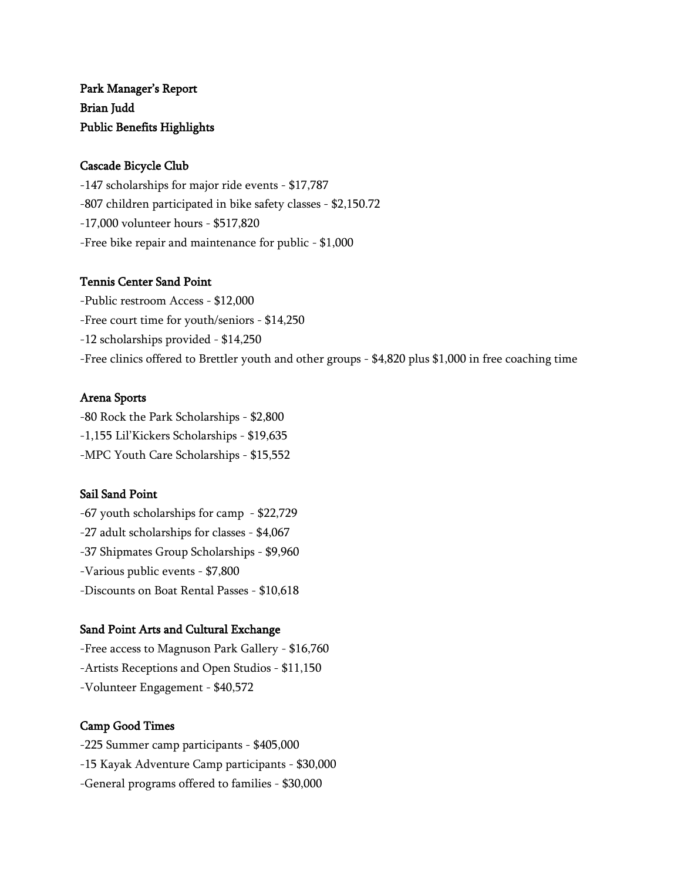**Park Manager's Report**
**Brian Judd**
**Public Benefits Highlights**

**Cascade Bicycle Club**

-147 scholarships for major ride events - $17,787
-807 children participated in bike safety classes - $2,150.72
-17,000 volunteer hours - $517,820
-Free bike repair and maintenance for public - $1,000

**Tennis Center Sand Point**

-Public restroom Access - $12,000
-Free court time for youth/seniors - $14,250
-12 scholarships provided - $14,250
-Free clinics offered to Brettler youth and other groups - $4,820 plus $1,000 in free coaching time

**Arena Sports**

-80 Rock the Park Scholarships - $2,800
-1,155 Lil'Kickers Scholarships - $19,635
-MPC Youth Care Scholarships - $15,552

**Sail Sand Point**

-67 youth scholarships for camp - $22,729
-27 adult scholarships for classes - $4,067
-37 Shipmates Group Scholarships - $9,960
-Various public events - $7,800
-Discounts on Boat Rental Passes - $10,618

**Sand Point Arts and Cultural Exchange**

-Free access to Magnuson Park Gallery - $16,760
-Artists Receptions and Open Studios - $11,150
-Volunteer Engagement - $40,572

**Camp Good Times**

-225 Summer camp participants - $405,000
-15 Kayak Adventure Camp participants - $30,000
-General programs offered to families - $30,000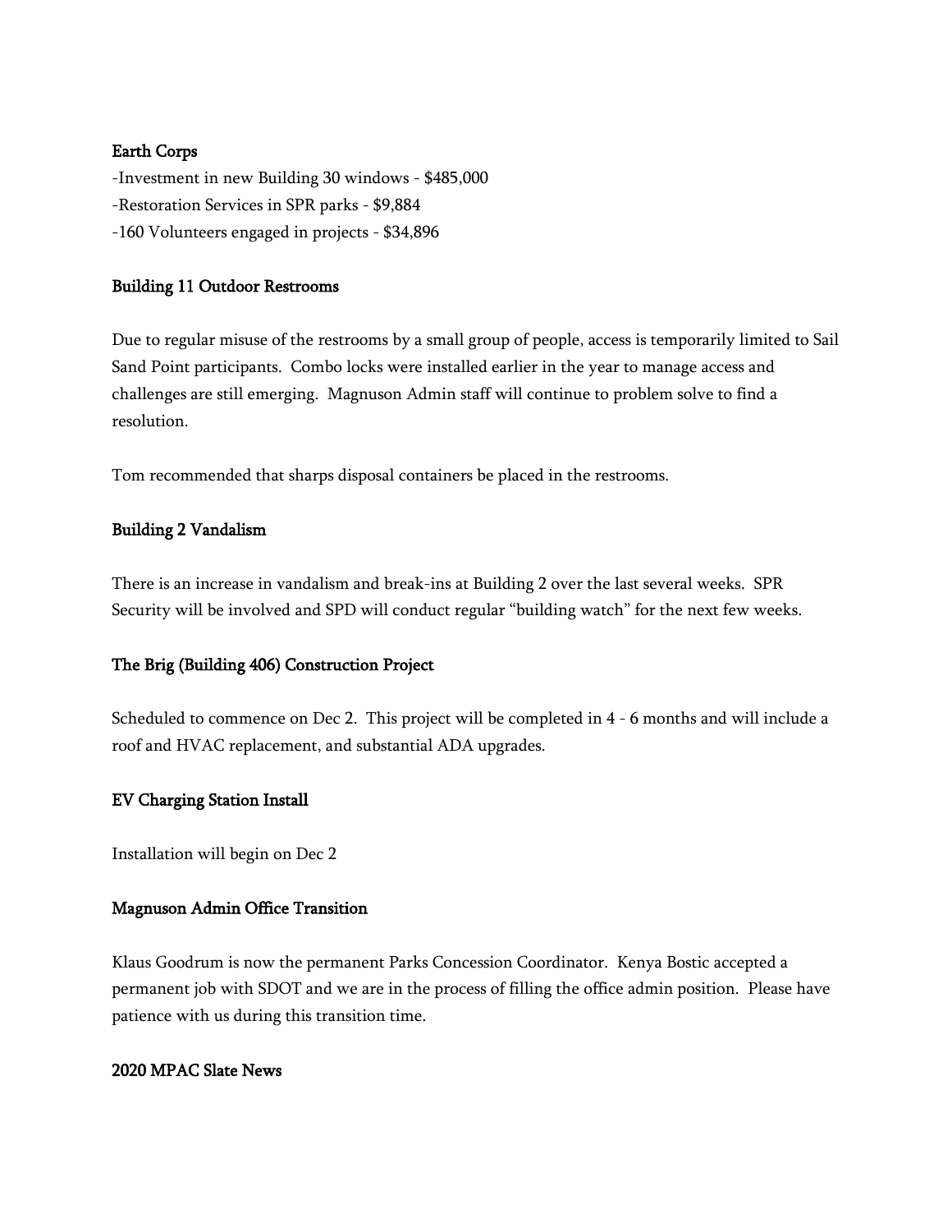## Earth Corps

-Investment in new Building 30 windows - $485,000
-Restoration Services in SPR parks - $9,884
-160 Volunteers engaged in projects - $34,896

## Building 11 Outdoor Restrooms

Due to regular misuse of the restrooms by a small group of people, access is temporarily limited to Sail Sand Point participants. Combo locks were installed earlier in the year to manage access and challenges are still emerging. Magnuson Admin staff will continue to problem solve to find a resolution.

Tom recommended that sharps disposal containers be placed in the restrooms.

## Building 2 Vandalism

There is an increase in vandalism and break-ins at Building 2 over the last several weeks. SPR Security will be involved and SPD will conduct regular "building watch" for the next few weeks.

## The Brig (Building 406) Construction Project

Scheduled to commence on Dec 2. This project will be completed in 4 - 6 months and will include a roof and HVAC replacement, and substantial ADA upgrades.

## EV Charging Station Install

Installation will begin on Dec 2

## Magnuson Admin Office Transition

Klaus Goodrum is now the permanent Parks Concession Coordinator. Kenya Bostic accepted a permanent job with SDOT and we are in the process of filling the office admin position. Please have patience with us during this transition time.

## 2020 MPAC Slate News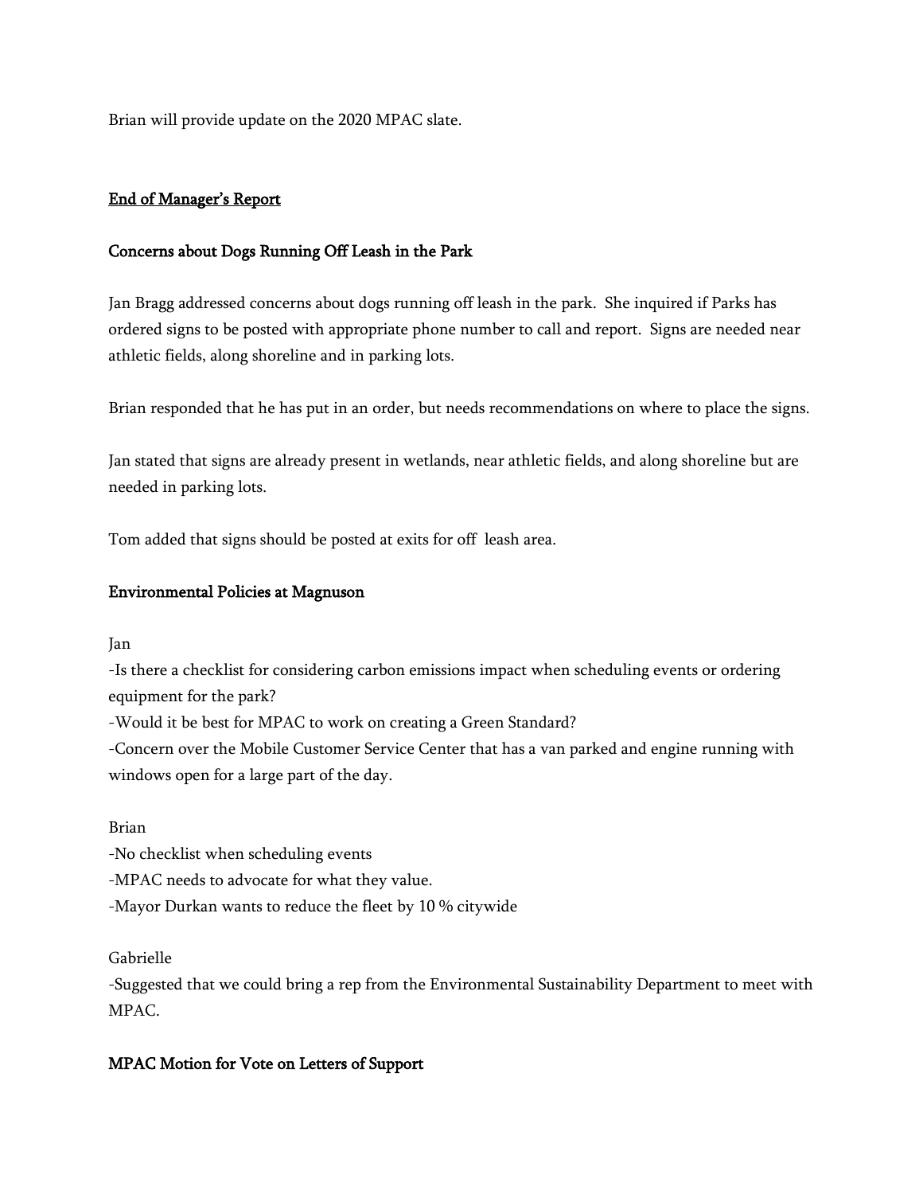Brian will provide update on the 2020 MPAC slate.

<u>End of Manager's Report</u>

**Concerns about Dogs Running Off Leash in the Park**

Jan Bragg addressed concerns about dogs running off leash in the park. She inquired if Parks has ordered signs to be posted with appropriate phone number to call and report. Signs are needed near athletic fields, along shoreline and in parking lots.

Brian responded that he has put in an order, but needs recommendations on where to place the signs.

Jan stated that signs are already present in wetlands, near athletic fields, and along shoreline but are needed in parking lots.

Tom added that signs should be posted at exits for off leash area.

**Environmental Policies at Magnuson**

Jan
-Is there a checklist for considering carbon emissions impact when scheduling events or ordering equipment for the park?
-Would it be best for MPAC to work on creating a Green Standard?
-Concern over the Mobile Customer Service Center that has a van parked and engine running with windows open for a large part of the day.

Brian
-No checklist when scheduling events
-MPAC needs to advocate for what they value.
-Mayor Durkan wants to reduce the fleet by 10 % citywide

Gabrielle
-Suggested that we could bring a rep from the Environmental Sustainability Department to meet with MPAC.

**MPAC Motion for Vote on Letters of Support**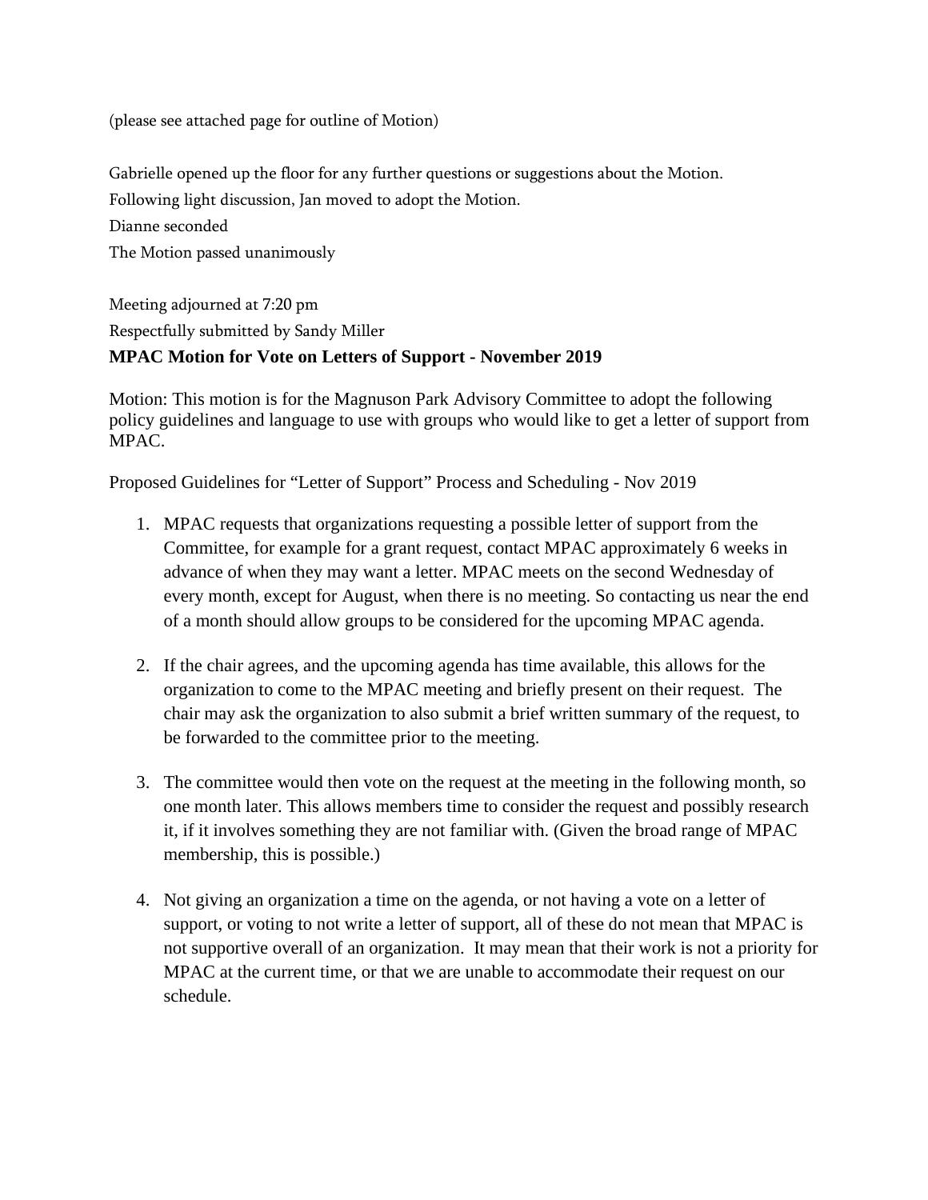(please see attached page for outline of Motion)

Gabrielle opened up the floor for any further questions or suggestions about the Motion.

Following light discussion, Jan moved to adopt the Motion.

Dianne seconded

The Motion passed unanimously

Meeting adjourned at 7:20 pm

Respectfully submitted by Sandy Miller

**MPAC Motion for Vote on Letters of Support - November 2019**

Motion: This motion is for the Magnuson Park Advisory Committee to adopt the following policy guidelines and language to use with groups who would like to get a letter of support from MPAC.

Proposed Guidelines for "Letter of Support" Process and Scheduling - Nov 2019

1. MPAC requests that organizations requesting a possible letter of support from the Committee, for example for a grant request, contact MPAC approximately 6 weeks in advance of when they may want a letter. MPAC meets on the second Wednesday of every month, except for August, when there is no meeting. So contacting us near the end of a month should allow groups to be considered for the upcoming MPAC agenda.

2. If the chair agrees, and the upcoming agenda has time available, this allows for the organization to come to the MPAC meeting and briefly present on their request. The chair may ask the organization to also submit a brief written summary of the request, to be forwarded to the committee prior to the meeting.

3. The committee would then vote on the request at the meeting in the following month, so one month later. This allows members time to consider the request and possibly research it, if it involves something they are not familiar with. (Given the broad range of MPAC membership, this is possible.)

4. Not giving an organization a time on the agenda, or not having a vote on a letter of support, or voting to not write a letter of support, all of these do not mean that MPAC is not supportive overall of an organization. It may mean that their work is not a priority for MPAC at the current time, or that we are unable to accommodate their request on our schedule.